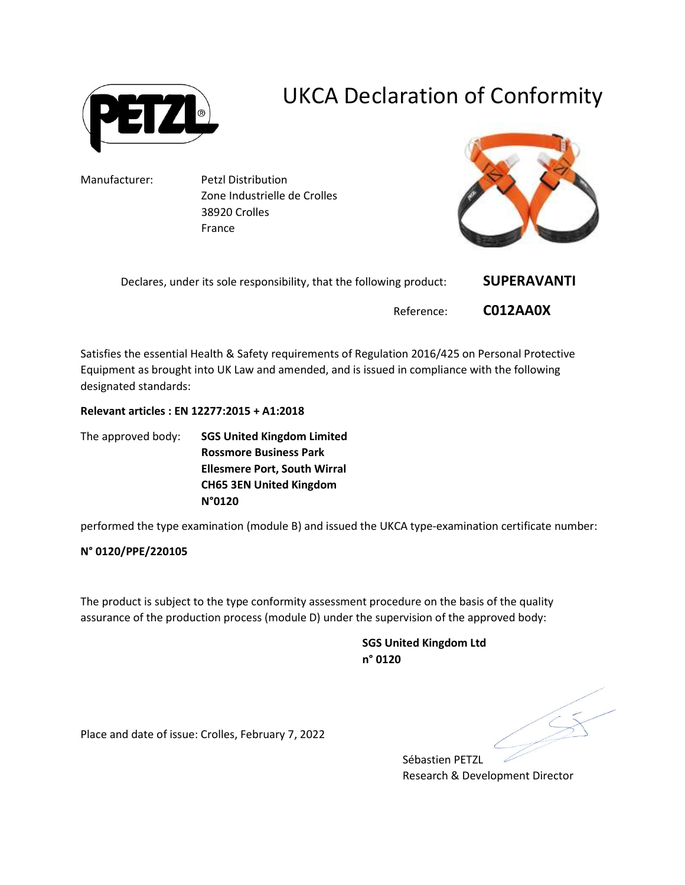# UKCA Declaration of Conformity

Manufacturer: Petzl Distribution
Zone Industrielle de Crolles
38920 Crolles
France

Declares, under its sole responsibility, that the following product: **SUPERAVANTI**

Reference: **C012AA0X**

Satisfies the essential Health & Safety requirements of Regulation 2016/425 on Personal Protective Equipment as brought into UK Law and amended, and is issued in compliance with the following designated standards:

**Relevant articles : EN 12277:2015 + A1:2018**

The approved body: **SGS United Kingdom Limited**
**Rossmore Business Park**
**Ellesmere Port, South Wirral**
**CH65 3EN United Kingdom**
**N°0120**

performed the type examination (module B) and issued the UKCA type-examination certificate number:

**N° 0120/PPE/220105**

The product is subject to the type conformity assessment procedure on the basis of the quality assurance of the production process (module D) under the supervision of the approved body:

**SGS United Kingdom Ltd**
**n° 0120**

Place and date of issue: Crolles, February 7, 2022

Sébastien PETZL
Research & Development Director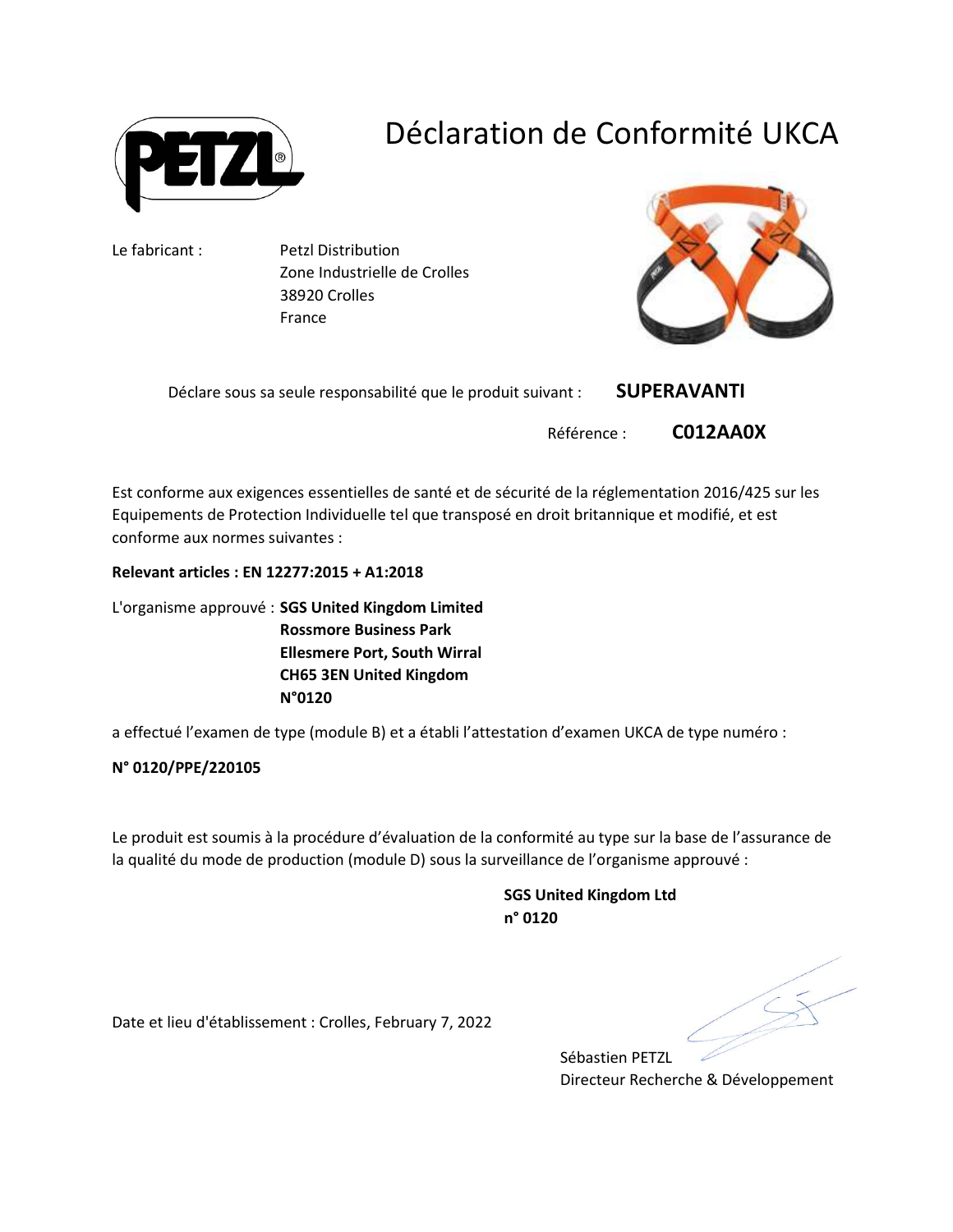# Déclaration de Conformité UKCA

Le fabricant : Petzl Distribution
Zone Industrielle de Crolles
38920 Crolles
France

Déclare sous sa seule responsabilité que le produit suivant : **SUPERAVANTI**

Référence : **C012AA0X**

Est conforme aux exigences essentielles de santé et de sécurité de la réglementation 2016/425 sur les Equipements de Protection Individuelle tel que transposé en droit britannique et modifié, et est conforme aux normes suivantes :

**Relevant articles : EN 12277:2015 + A1:2018**

L'organisme approuvé : **SGS United Kingdom Limited**
**Rossmore Business Park**
**Ellesmere Port, South Wirral**
**CH65 3EN United Kingdom**
**N°0120**

a effectué l'examen de type (module B) et a établi l'attestation d'examen UKCA de type numéro :

**N° 0120/PPE/220105**

Le produit est soumis à la procédure d'évaluation de la conformité au type sur la base de l'assurance de la qualité du mode de production (module D) sous la surveillance de l'organisme approuvé :

**SGS United Kingdom Ltd**
**n° 0120**

Date et lieu d'établissement : Crolles, February 7, 2022

Sébastien PETZL
Directeur Recherche & Développement